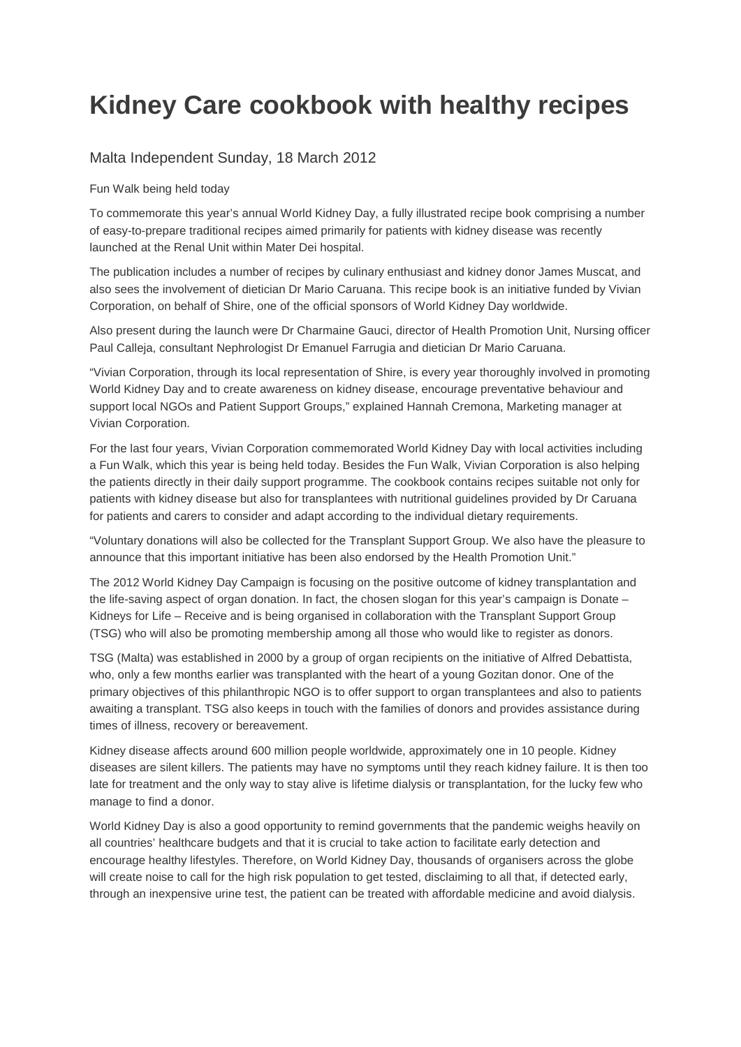# Kidney Care cookbook with healthy recipes

## Malta Independent Sunday, 18 March 2012

Fun Walk being held today

To commemorate this year's annual World Kidney Day, a fully illustrated recipe book comprising a number of easy-to-prepare traditional recipes aimed primarily for patients with kidney disease was recently launched at the Renal Unit within Mater Dei hospital.

The publication includes a number of recipes by culinary enthusiast and kidney donor James Muscat, and also sees the involvement of dietician Dr Mario Caruana. This recipe book is an initiative funded by Vivian Corporation, on behalf of Shire, one of the official sponsors of World Kidney Day worldwide.

Also present during the launch were Dr Charmaine Gauci, director of Health Promotion Unit, Nursing officer Paul Calleja, consultant Nephrologist Dr Emanuel Farrugia and dietician Dr Mario Caruana.

"Vivian Corporation, through its local representation of Shire, is every year thoroughly involved in promoting World Kidney Day and to create awareness on kidney disease, encourage preventative behaviour and support local NGOs and Patient Support Groups," explained Hannah Cremona, Marketing manager at Vivian Corporation.

For the last four years, Vivian Corporation commemorated World Kidney Day with local activities including a Fun Walk, which this year is being held today. Besides the Fun Walk, Vivian Corporation is also helping the patients directly in their daily support programme. The cookbook contains recipes suitable not only for patients with kidney disease but also for transplantees with nutritional guidelines provided by Dr Caruana for patients and carers to consider and adapt according to the individual dietary requirements.

"Voluntary donations will also be collected for the Transplant Support Group. We also have the pleasure to announce that this important initiative has been also endorsed by the Health Promotion Unit."

The 2012 World Kidney Day Campaign is focusing on the positive outcome of kidney transplantation and the life-saving aspect of organ donation. In fact, the chosen slogan for this year's campaign is Donate – Kidneys for Life – Receive and is being organised in collaboration with the Transplant Support Group (TSG) who will also be promoting membership among all those who would like to register as donors.

TSG (Malta) was established in 2000 by a group of organ recipients on the initiative of Alfred Debattista, who, only a few months earlier was transplanted with the heart of a young Gozitan donor. One of the primary objectives of this philanthropic NGO is to offer support to organ transplantees and also to patients awaiting a transplant. TSG also keeps in touch with the families of donors and provides assistance during times of illness, recovery or bereavement.

Kidney disease affects around 600 million people worldwide, approximately one in 10 people. Kidney diseases are silent killers. The patients may have no symptoms until they reach kidney failure. It is then too late for treatment and the only way to stay alive is lifetime dialysis or transplantation, for the lucky few who manage to find a donor.

World Kidney Day is also a good opportunity to remind governments that the pandemic weighs heavily on all countries' healthcare budgets and that it is crucial to take action to facilitate early detection and encourage healthy lifestyles. Therefore, on World Kidney Day, thousands of organisers across the globe will create noise to call for the high risk population to get tested, disclaiming to all that, if detected early, through an inexpensive urine test, the patient can be treated with affordable medicine and avoid dialysis.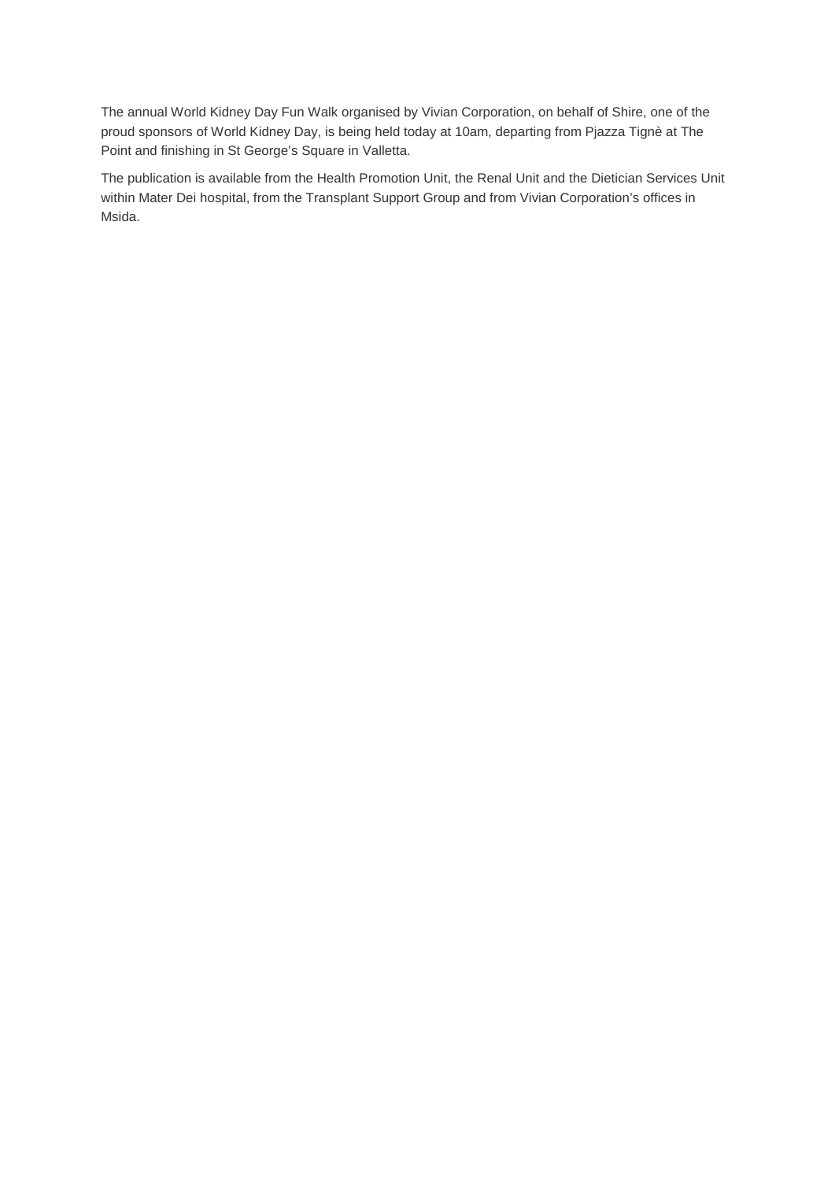The annual World Kidney Day Fun Walk organised by Vivian Corporation, on behalf of Shire, one of the proud sponsors of World Kidney Day, is being held today at 10am, departing from Pjazza Tignè at The Point and finishing in St George's Square in Valletta.

The publication is available from the Health Promotion Unit, the Renal Unit and the Dietician Services Unit within Mater Dei hospital, from the Transplant Support Group and from Vivian Corporation's offices in Msida.